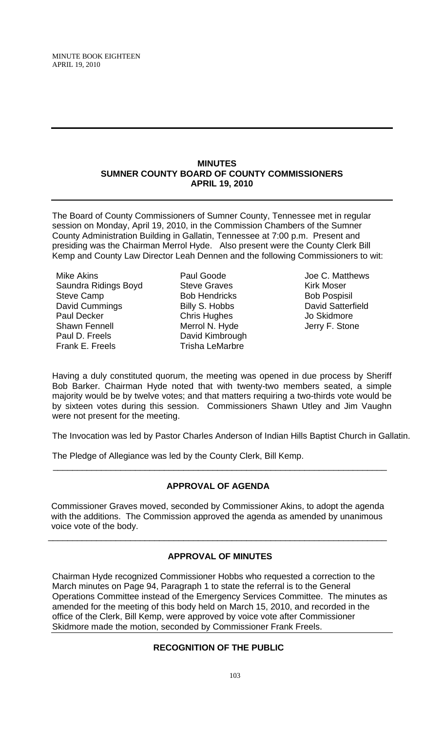## MINUTES
## SUMNER COUNTY BOARD OF COUNTY COMMISSIONERS
## APRIL 19, 2010

The Board of County Commissioners of Sumner County, Tennessee met in regular session on Monday, April 19, 2010, in the Commission Chambers of the Sumner County Administration Building in Gallatin, Tennessee at 7:00 p.m. Present and presiding was the Chairman Merrol Hyde. Also present were the County Clerk Bill Kemp and County Law Director Leah Dennen and the following Commissioners to wit:

| | | |
|---|---|---|
| Mike Akins | Paul Goode | Joe C. Matthews |
| Saundra Ridings Boyd | Steve Graves | Kirk Moser |
| Steve Camp | Bob Hendricks | Bob Pospisil |
| David Cummings | Billy S. Hobbs | David Satterfield |
| Paul Decker | Chris Hughes | Jo Skidmore |
| Shawn Fennell | Merrol N. Hyde | Jerry F. Stone |
| Paul D. Freels | David Kimbrough | |
| Frank E. Freels | Trisha LeMarbre | |

Having a duly constituted quorum, the meeting was opened in due process by Sheriff Bob Barker. Chairman Hyde noted that with twenty-two members seated, a simple majority would be by twelve votes; and that matters requiring a two-thirds vote would be by sixteen votes during this session. Commissioners Shawn Utley and Jim Vaughn were not present for the meeting.

The Invocation was led by Pastor Charles Anderson of Indian Hills Baptist Church in Gallatin.

The Pledge of Allegiance was led by the County Clerk, Bill Kemp.

---

### APPROVAL OF AGENDA

Commissioner Graves moved, seconded by Commissioner Akins, to adopt the agenda with the additions. The Commission approved the agenda as amended by unanimous voice vote of the body.

---

### APPROVAL OF MINUTES

Chairman Hyde recognized Commissioner Hobbs who requested a correction to the March minutes on Page 94, Paragraph 1 to state the referral is to the General Operations Committee instead of the Emergency Services Committee. The minutes as amended for the meeting of this body held on March 15, 2010, and recorded in the office of the Clerk, Bill Kemp, were approved by voice vote after Commissioner Skidmore made the motion, seconded by Commissioner Frank Freels.

---

### RECOGNITION OF THE PUBLIC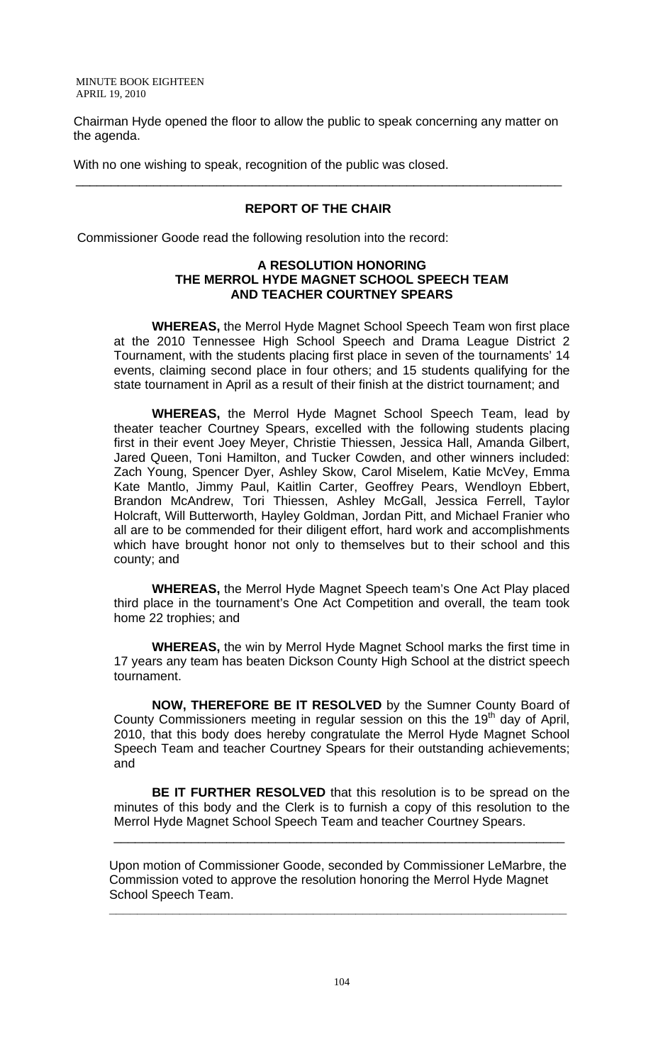Chairman Hyde opened the floor to allow the public to speak concerning any matter on the agenda.

With no one wishing to speak, recognition of the public was closed.

---

## REPORT OF THE CHAIR

Commissioner Goode read the following resolution into the record:

### A RESOLUTION HONORING THE MERROL HYDE MAGNET SCHOOL SPEECH TEAM AND TEACHER COURTNEY SPEARS

**WHEREAS,** the Merrol Hyde Magnet School Speech Team won first place at the 2010 Tennessee High School Speech and Drama League District 2 Tournament, with the students placing first place in seven of the tournaments' 14 events, claiming second place in four others; and 15 students qualifying for the state tournament in April as a result of their finish at the district tournament; and

**WHEREAS,** the Merrol Hyde Magnet School Speech Team, lead by theater teacher Courtney Spears, excelled with the following students placing first in their event Joey Meyer, Christie Thiessen, Jessica Hall, Amanda Gilbert, Jared Queen, Toni Hamilton, and Tucker Cowden, and other winners included: Zach Young, Spencer Dyer, Ashley Skow, Carol Miselem, Katie McVey, Emma Kate Mantlo, Jimmy Paul, Kaitlin Carter, Geoffrey Pears, Wendloyn Ebbert, Brandon McAndrew, Tori Thiessen, Ashley McGall, Jessica Ferrell, Taylor Holcraft, Will Butterworth, Hayley Goldman, Jordan Pitt, and Michael Franier who all are to be commended for their diligent effort, hard work and accomplishments which have brought honor not only to themselves but to their school and this county; and

**WHEREAS,** the Merrol Hyde Magnet Speech team's One Act Play placed third place in the tournament's One Act Competition and overall, the team took home 22 trophies; and

**WHEREAS,** the win by Merrol Hyde Magnet School marks the first time in 17 years any team has beaten Dickson County High School at the district speech tournament.

**NOW, THEREFORE BE IT RESOLVED** by the Sumner County Board of County Commissioners meeting in regular session on this the 19th day of April, 2010, that this body does hereby congratulate the Merrol Hyde Magnet School Speech Team and teacher Courtney Spears for their outstanding achievements; and

**BE IT FURTHER RESOLVED** that this resolution is to be spread on the minutes of this body and the Clerk is to furnish a copy of this resolution to the Merrol Hyde Magnet School Speech Team and teacher Courtney Spears.

---

Upon motion of Commissioner Goode, seconded by Commissioner LeMarbre, the Commission voted to approve the resolution honoring the Merrol Hyde Magnet School Speech Team.

---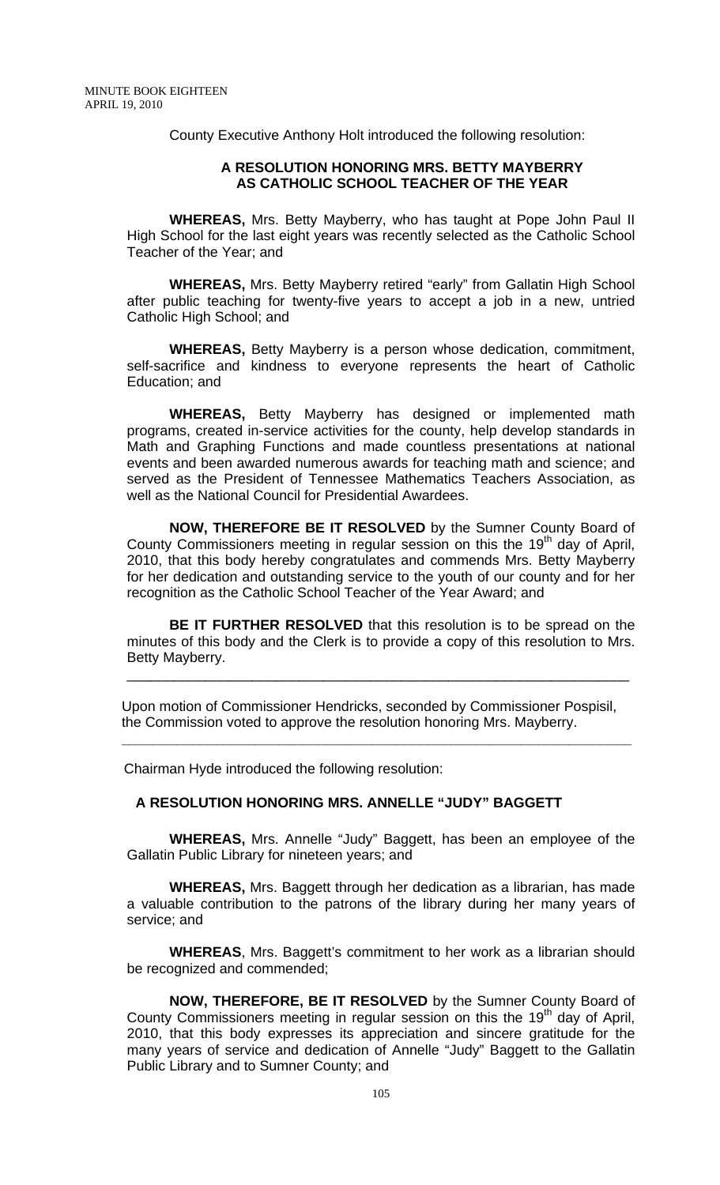County Executive Anthony Holt introduced the following resolution:

**A RESOLUTION HONORING MRS. BETTY MAYBERRY AS CATHOLIC SCHOOL TEACHER OF THE YEAR**

**WHEREAS,** Mrs. Betty Mayberry, who has taught at Pope John Paul II High School for the last eight years was recently selected as the Catholic School Teacher of the Year; and

**WHEREAS,** Mrs. Betty Mayberry retired "early" from Gallatin High School after public teaching for twenty-five years to accept a job in a new, untried Catholic High School; and

**WHEREAS,** Betty Mayberry is a person whose dedication, commitment, self-sacrifice and kindness to everyone represents the heart of Catholic Education; and

**WHEREAS,** Betty Mayberry has designed or implemented math programs, created in-service activities for the county, help develop standards in Math and Graphing Functions and made countless presentations at national events and been awarded numerous awards for teaching math and science; and served as the President of Tennessee Mathematics Teachers Association, as well as the National Council for Presidential Awardees.

**NOW, THEREFORE BE IT RESOLVED** by the Sumner County Board of County Commissioners meeting in regular session on this the 19th day of April, 2010, that this body hereby congratulates and commends Mrs. Betty Mayberry for her dedication and outstanding service to the youth of our county and for her recognition as the Catholic School Teacher of the Year Award; and

**BE IT FURTHER RESOLVED** that this resolution is to be spread on the minutes of this body and the Clerk is to provide a copy of this resolution to Mrs. Betty Mayberry.

---

Upon motion of Commissioner Hendricks, seconded by Commissioner Pospisil, the Commission voted to approve the resolution honoring Mrs. Mayberry.

---

Chairman Hyde introduced the following resolution:

**A RESOLUTION HONORING MRS. ANNELLE "JUDY" BAGGETT**

**WHEREAS,** Mrs. Annelle "Judy" Baggett, has been an employee of the Gallatin Public Library for nineteen years; and

**WHEREAS,** Mrs. Baggett through her dedication as a librarian, has made a valuable contribution to the patrons of the library during her many years of service; and

**WHEREAS**, Mrs. Baggett's commitment to her work as a librarian should be recognized and commended;

**NOW, THEREFORE, BE IT RESOLVED** by the Sumner County Board of County Commissioners meeting in regular session on this the 19th day of April, 2010, that this body expresses its appreciation and sincere gratitude for the many years of service and dedication of Annelle "Judy" Baggett to the Gallatin Public Library and to Sumner County; and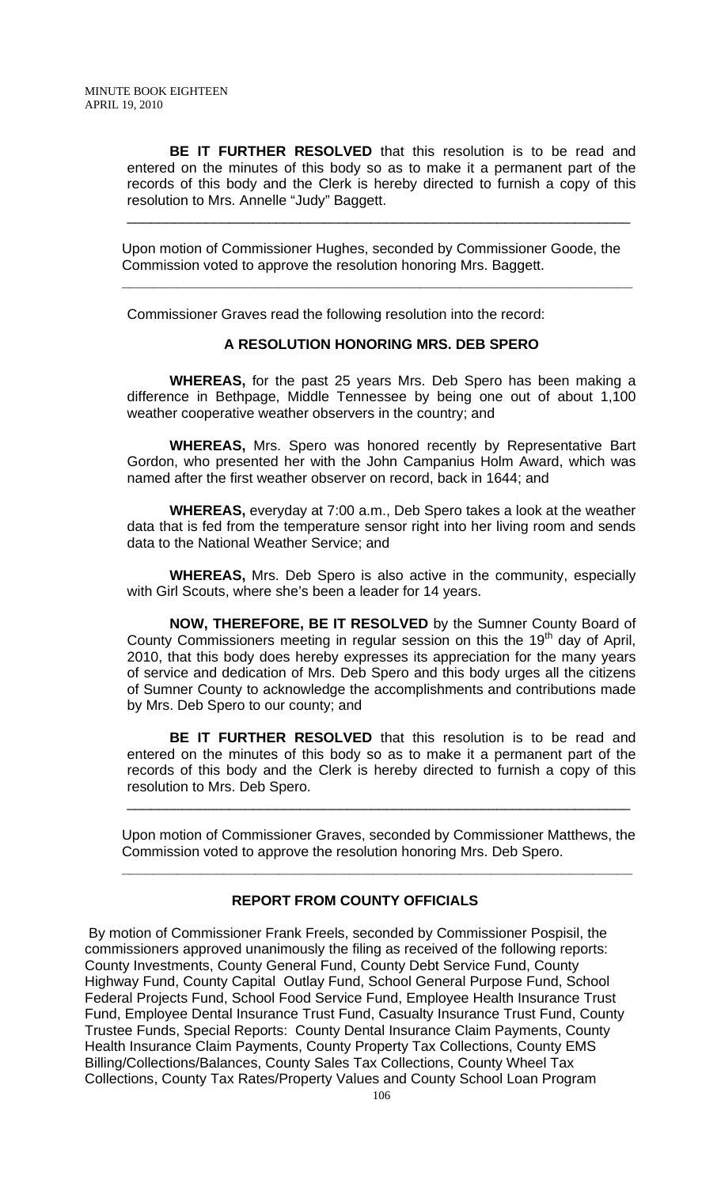**BE IT FURTHER RESOLVED** that this resolution is to be read and entered on the minutes of this body so as to make it a permanent part of the records of this body and the Clerk is hereby directed to furnish a copy of this resolution to Mrs. Annelle "Judy" Baggett.

---

Upon motion of Commissioner Hughes, seconded by Commissioner Goode, the Commission voted to approve the resolution honoring Mrs. Baggett.

---

Commissioner Graves read the following resolution into the record:

**A RESOLUTION HONORING MRS. DEB SPERO**

**WHEREAS,** for the past 25 years Mrs. Deb Spero has been making a difference in Bethpage, Middle Tennessee by being one out of about 1,100 weather cooperative weather observers in the country; and

**WHEREAS,** Mrs. Spero was honored recently by Representative Bart Gordon, who presented her with the John Campanius Holm Award, which was named after the first weather observer on record, back in 1644; and

**WHEREAS,** everyday at 7:00 a.m., Deb Spero takes a look at the weather data that is fed from the temperature sensor right into her living room and sends data to the National Weather Service; and

**WHEREAS,** Mrs. Deb Spero is also active in the community, especially with Girl Scouts, where she's been a leader for 14 years.

**NOW, THEREFORE, BE IT RESOLVED** by the Sumner County Board of County Commissioners meeting in regular session on this the 19th day of April, 2010, that this body does hereby expresses its appreciation for the many years of service and dedication of Mrs. Deb Spero and this body urges all the citizens of Sumner County to acknowledge the accomplishments and contributions made by Mrs. Deb Spero to our county; and

**BE IT FURTHER RESOLVED** that this resolution is to be read and entered on the minutes of this body so as to make it a permanent part of the records of this body and the Clerk is hereby directed to furnish a copy of this resolution to Mrs. Deb Spero.

---

Upon motion of Commissioner Graves, seconded by Commissioner Matthews, the Commission voted to approve the resolution honoring Mrs. Deb Spero.

---

**REPORT FROM COUNTY OFFICIALS**

By motion of Commissioner Frank Freels, seconded by Commissioner Pospisil, the commissioners approved unanimously the filing as received of the following reports: County Investments, County General Fund, County Debt Service Fund, County Highway Fund, County Capital Outlay Fund, School General Purpose Fund, School Federal Projects Fund, School Food Service Fund, Employee Health Insurance Trust Fund, Employee Dental Insurance Trust Fund, Casualty Insurance Trust Fund, County Trustee Funds, Special Reports: County Dental Insurance Claim Payments, County Health Insurance Claim Payments, County Property Tax Collections, County EMS Billing/Collections/Balances, County Sales Tax Collections, County Wheel Tax Collections, County Tax Rates/Property Values and County School Loan Program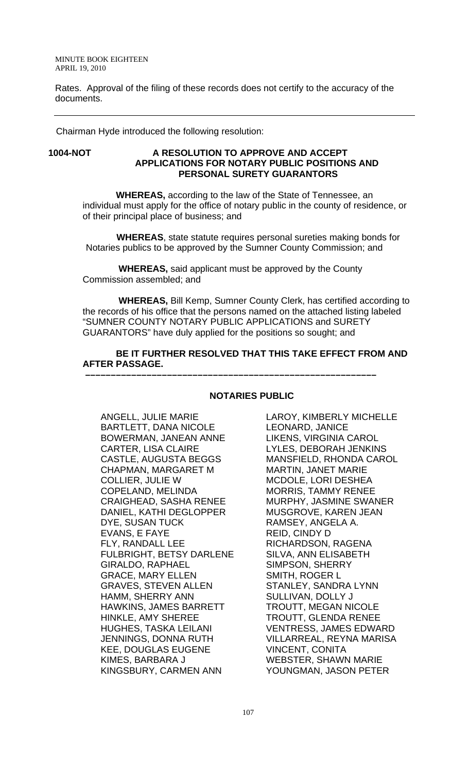Rates. Approval of the filing of these records does not certify to the accuracy of the documents.

---

Chairman Hyde introduced the following resolution:

**1004-NOT** **A RESOLUTION TO APPROVE AND ACCEPT APPLICATIONS FOR NOTARY PUBLIC POSITIONS AND PERSONAL SURETY GUARANTORS**

**WHEREAS,** according to the law of the State of Tennessee, an individual must apply for the office of notary public in the county of residence, or of their principal place of business; and

**WHEREAS**, state statute requires personal sureties making bonds for Notaries publics to be approved by the Sumner County Commission; and

**WHEREAS,** said applicant must be approved by the County Commission assembled; and

**WHEREAS,** Bill Kemp, Sumner County Clerk, has certified according to the records of his office that the persons named on the attached listing labeled "SUMNER COUNTY NOTARY PUBLIC APPLICATIONS and SURETY GUARANTORS" have duly applied for the positions so sought; and

**BE IT FURTHER RESOLVED THAT THIS TAKE EFFECT FROM AND AFTER PASSAGE.**

**–––––––––––––––––––––––––––––––––––––––––––––––––––––––––**

**NOTARIES PUBLIC**

ANGELL, JULIE MARIE
BARTLETT, DANA NICOLE
BOWERMAN, JANEAN ANNE
CARTER, LISA CLAIRE
CASTLE, AUGUSTA BEGGS
CHAPMAN, MARGARET M
COLLIER, JULIE W
COPELAND, MELINDA
CRAIGHEAD, SASHA RENEE
DANIEL, KATHI DEGLOPPER
DYE, SUSAN TUCK
EVANS, E FAYE
FLY, RANDALL LEE
FULBRIGHT, BETSY DARLENE
GIRALDO, RAPHAEL
GRACE, MARY ELLEN
GRAVES, STEVEN ALLEN
HAMM, SHERRY ANN
HAWKINS, JAMES BARRETT
HINKLE, AMY SHEREE
HUGHES, TASKA LEILANI
JENNINGS, DONNA RUTH
KEE, DOUGLAS EUGENE
KIMES, BARBARA J
KINGSBURY, CARMEN ANN
LAROY, KIMBERLY MICHELLE
LEONARD, JANICE
LIKENS, VIRGINIA CAROL
LYLES, DEBORAH JENKINS
MANSFIELD, RHONDA CAROL
MARTIN, JANET MARIE
MCDOLE, LORI DESHEA
MORRIS, TAMMY RENEE
MURPHY, JASMINE SWANER
MUSGROVE, KAREN JEAN
RAMSEY, ANGELA A.
REID, CINDY D
RICHARDSON, RAGENA
SILVA, ANN ELISABETH
SIMPSON, SHERRY
SMITH, ROGER L
STANLEY, SANDRA LYNN
SULLIVAN, DOLLY J
TROUTT, MEGAN NICOLE
TROUTT, GLENDA RENEE
VENTRESS, JAMES EDWARD
VILLARREAL, REYNA MARISA
VINCENT, CONITA
WEBSTER, SHAWN MARIE
YOUNGMAN, JASON PETER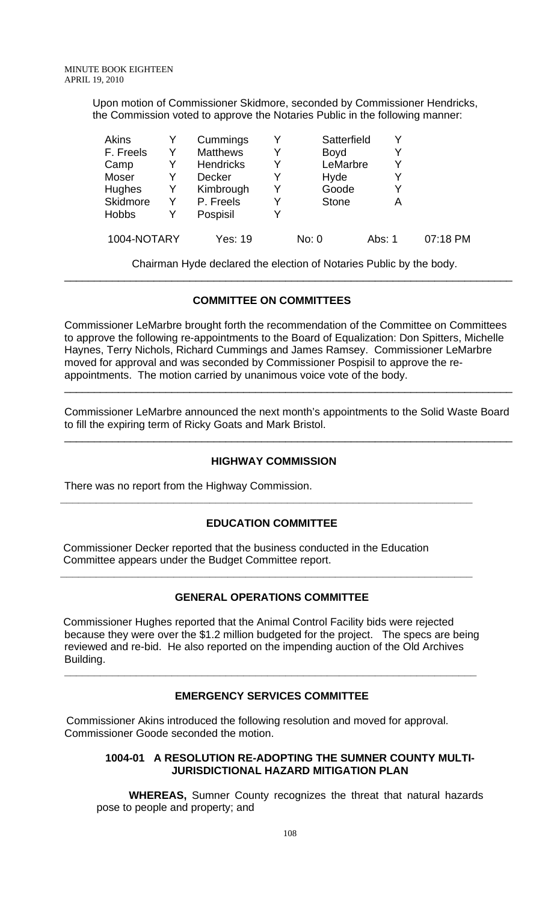Upon motion of Commissioner Skidmore, seconded by Commissioner Hendricks, the Commission voted to approve the Notaries Public in the following manner:

| | | | | | |
|---|---|---|---|---|---|
| Akins | Y | Cummings | Y | Satterfield | Y |
| F. Freels | Y | Matthews | Y | Boyd | Y |
| Camp | Y | Hendricks | Y | LeMarbre | Y |
| Moser | Y | Decker | Y | Hyde | Y |
| Hughes | Y | Kimbrough | Y | Goode | Y |
| Skidmore | Y | P. Freels | Y | Stone | A |
| Hobbs | Y | Pospisil | Y | | |

1004-NOTARY Yes: 19 No: 0 Abs: 1 07:18 PM

Chairman Hyde declared the election of Notaries Public by the body.

---

## COMMITTEE ON COMMITTEES

Commissioner LeMarbre brought forth the recommendation of the Committee on Committees to approve the following re-appointments to the Board of Equalization: Don Spitters, Michelle Haynes, Terry Nichols, Richard Cummings and James Ramsey. Commissioner LeMarbre moved for approval and was seconded by Commissioner Pospisil to approve the re-appointments. The motion carried by unanimous voice vote of the body.

---

Commissioner LeMarbre announced the next month's appointments to the Solid Waste Board to fill the expiring term of Ricky Goats and Mark Bristol.

---

## HIGHWAY COMMISSION

There was no report from the Highway Commission.

---

## EDUCATION COMMITTEE

Commissioner Decker reported that the business conducted in the Education Committee appears under the Budget Committee report.

---

## GENERAL OPERATIONS COMMITTEE

Commissioner Hughes reported that the Animal Control Facility bids were rejected because they were over the $1.2 million budgeted for the project. The specs are being reviewed and re-bid. He also reported on the impending auction of the Old Archives Building.

---

## EMERGENCY SERVICES COMMITTEE

Commissioner Akins introduced the following resolution and moved for approval. Commissioner Goode seconded the motion.

### 1004-01 A RESOLUTION RE-ADOPTING THE SUMNER COUNTY MULTI-JURISDICTIONAL HAZARD MITIGATION PLAN

**WHEREAS,** Sumner County recognizes the threat that natural hazards pose to people and property; and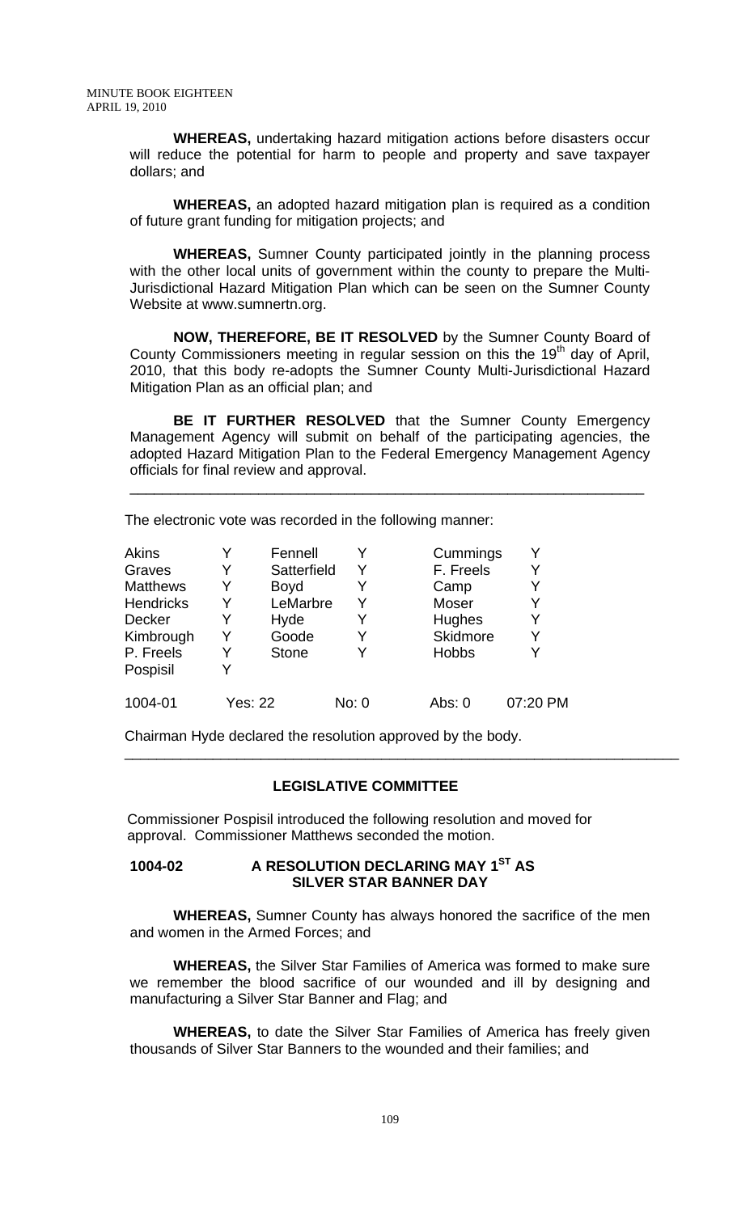**WHEREAS,** undertaking hazard mitigation actions before disasters occur will reduce the potential for harm to people and property and save taxpayer dollars; and

**WHEREAS,** an adopted hazard mitigation plan is required as a condition of future grant funding for mitigation projects; and

**WHEREAS,** Sumner County participated jointly in the planning process with the other local units of government within the county to prepare the Multi-Jurisdictional Hazard Mitigation Plan which can be seen on the Sumner County Website at www.sumnertn.org.

**NOW, THEREFORE, BE IT RESOLVED** by the Sumner County Board of County Commissioners meeting in regular session on this the 19th day of April, 2010, that this body re-adopts the Sumner County Multi-Jurisdictional Hazard Mitigation Plan as an official plan; and

**BE IT FURTHER RESOLVED** that the Sumner County Emergency Management Agency will submit on behalf of the participating agencies, the adopted Hazard Mitigation Plan to the Federal Emergency Management Agency officials for final review and approval.

---

The electronic vote was recorded in the following manner:

| | | | | | |
|---|---|---|---|---|---|
| Akins | Y | Fennell | Y | Cummings | Y |
| Graves | Y | Satterfield | Y | F. Freels | Y |
| Matthews | Y | Boyd | Y | Camp | Y |
| Hendricks | Y | LeMarbre | Y | Moser | Y |
| Decker | Y | Hyde | Y | Hughes | Y |
| Kimbrough | Y | Goode | Y | Skidmore | Y |
| P. Freels | Y | Stone | Y | Hobbs | Y |
| Pospisil | Y | | | | |

1004-01 Yes: 22 No: 0 Abs: 0 07:20 PM

Chairman Hyde declared the resolution approved by the body.

---

## LEGISLATIVE COMMITTEE

Commissioner Pospisil introduced the following resolution and moved for approval. Commissioner Matthews seconded the motion.

### 1004-02 A RESOLUTION DECLARING MAY 1ST AS SILVER STAR BANNER DAY

**WHEREAS,** Sumner County has always honored the sacrifice of the men and women in the Armed Forces; and

**WHEREAS,** the Silver Star Families of America was formed to make sure we remember the blood sacrifice of our wounded and ill by designing and manufacturing a Silver Star Banner and Flag; and

**WHEREAS,** to date the Silver Star Families of America has freely given thousands of Silver Star Banners to the wounded and their families; and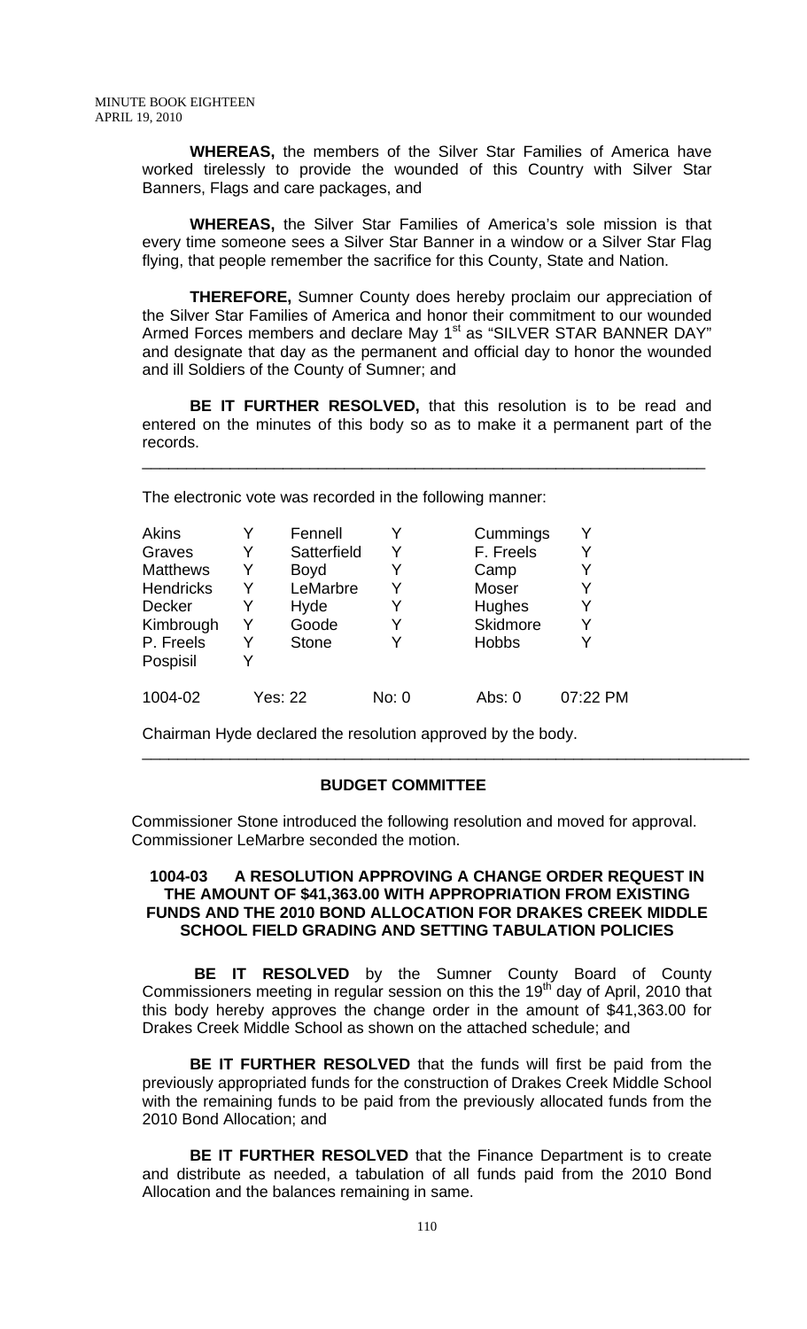**WHEREAS,** the members of the Silver Star Families of America have worked tirelessly to provide the wounded of this Country with Silver Star Banners, Flags and care packages, and

**WHEREAS,** the Silver Star Families of America's sole mission is that every time someone sees a Silver Star Banner in a window or a Silver Star Flag flying, that people remember the sacrifice for this County, State and Nation.

**THEREFORE,** Sumner County does hereby proclaim our appreciation of the Silver Star Families of America and honor their commitment to our wounded Armed Forces members and declare May 1st as "SILVER STAR BANNER DAY" and designate that day as the permanent and official day to honor the wounded and ill Soldiers of the County of Sumner; and

**BE IT FURTHER RESOLVED,** that this resolution is to be read and entered on the minutes of this body so as to make it a permanent part of the records.

---

The electronic vote was recorded in the following manner:

| | | | | | |
|---|---|---|---|---|---|
| Akins | Y | Fennell | Y | Cummings | Y |
| Graves | Y | Satterfield | Y | F. Freels | Y |
| Matthews | Y | Boyd | Y | Camp | Y |
| Hendricks | Y | LeMarbre | Y | Moser | Y |
| Decker | Y | Hyde | Y | Hughes | Y |
| Kimbrough | Y | Goode | Y | Skidmore | Y |
| P. Freels | Y | Stone | Y | Hobbs | Y |
| Pospisil | Y | | | | |
| 1004-02 | Yes: 22 | | No: 0 | Abs: 0 | 07:22 PM |

Chairman Hyde declared the resolution approved by the body.

---

## BUDGET COMMITTEE

Commissioner Stone introduced the following resolution and moved for approval. Commissioner LeMarbre seconded the motion.

**1004-03 A RESOLUTION APPROVING A CHANGE ORDER REQUEST IN THE AMOUNT OF $41,363.00 WITH APPROPRIATION FROM EXISTING FUNDS AND THE 2010 BOND ALLOCATION FOR DRAKES CREEK MIDDLE SCHOOL FIELD GRADING AND SETTING TABULATION POLICIES**

**BE IT RESOLVED** by the Sumner County Board of County Commissioners meeting in regular session on this the 19th day of April, 2010 that this body hereby approves the change order in the amount of $41,363.00 for Drakes Creek Middle School as shown on the attached schedule; and

**BE IT FURTHER RESOLVED** that the funds will first be paid from the previously appropriated funds for the construction of Drakes Creek Middle School with the remaining funds to be paid from the previously allocated funds from the 2010 Bond Allocation; and

**BE IT FURTHER RESOLVED** that the Finance Department is to create and distribute as needed, a tabulation of all funds paid from the 2010 Bond Allocation and the balances remaining in same.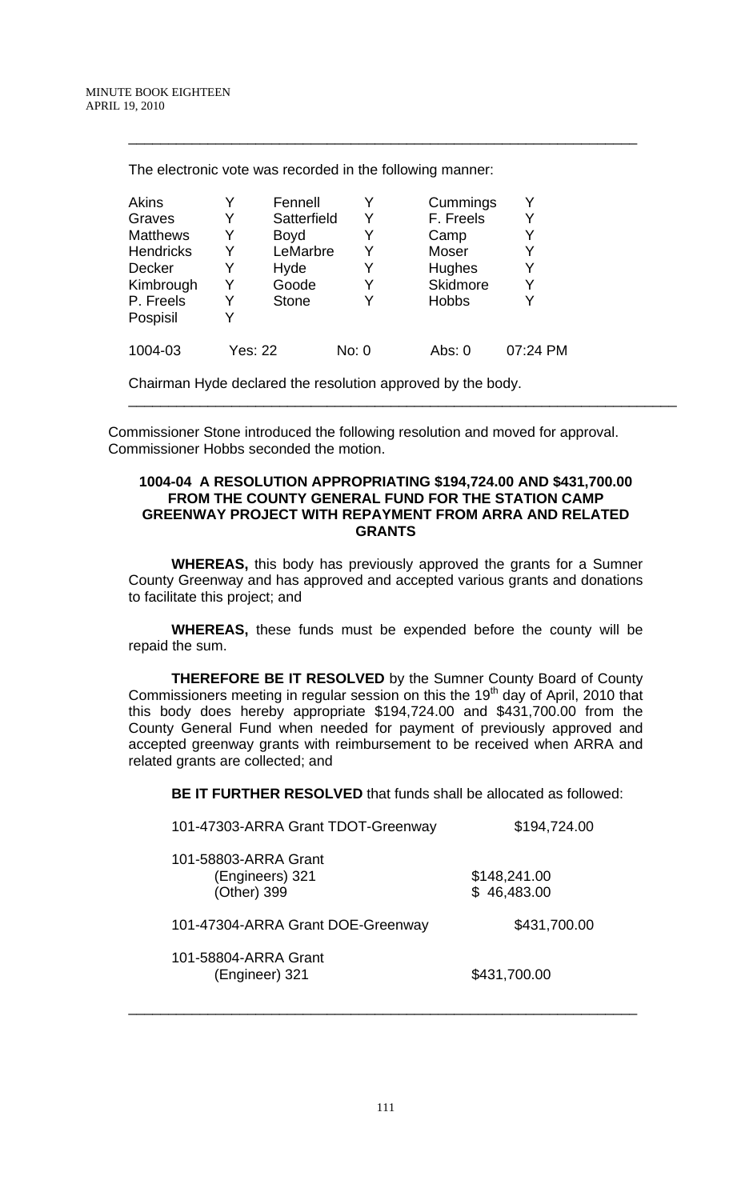The electronic vote was recorded in the following manner:

| | | | | | |
|---|---|---|---|---|---|
| Akins | Y | Fennell | Y | Cummings | Y |
| Graves | Y | Satterfield | Y | F. Freels | Y |
| Matthews | Y | Boyd | Y | Camp | Y |
| Hendricks | Y | LeMarbre | Y | Moser | Y |
| Decker | Y | Hyde | Y | Hughes | Y |
| Kimbrough | Y | Goode | Y | Skidmore | Y |
| P. Freels | Y | Stone | Y | Hobbs | Y |
| Pospisil | Y | | | | |

1004-03 Yes: 22 No: 0 Abs: 0 07:24 PM

Chairman Hyde declared the resolution approved by the body.

---

Commissioner Stone introduced the following resolution and moved for approval. Commissioner Hobbs seconded the motion.

**1004-04 A RESOLUTION APPROPRIATING $194,724.00 AND $431,700.00 FROM THE COUNTY GENERAL FUND FOR THE STATION CAMP GREENWAY PROJECT WITH REPAYMENT FROM ARRA AND RELATED GRANTS**

**WHEREAS,** this body has previously approved the grants for a Sumner County Greenway and has approved and accepted various grants and donations to facilitate this project; and

**WHEREAS,** these funds must be expended before the county will be repaid the sum.

**THEREFORE BE IT RESOLVED** by the Sumner County Board of County Commissioners meeting in regular session on this the 19th day of April, 2010 that this body does hereby appropriate $194,724.00 and $431,700.00 from the County General Fund when needed for payment of previously approved and accepted greenway grants with reimbursement to be received when ARRA and related grants are collected; and

**BE IT FURTHER RESOLVED** that funds shall be allocated as followed:

| | |
|---|---|
| 101-47303-ARRA Grant TDOT-Greenway | $194,724.00 |
| 101-58803-ARRA Grant | |
| (Engineers) 321 | $148,241.00 |
| (Other) 399 | $ 46,483.00 |
| 101-47304-ARRA Grant DOE-Greenway | $431,700.00 |
| 101-58804-ARRA Grant | |
| (Engineer) 321 | $431,700.00 |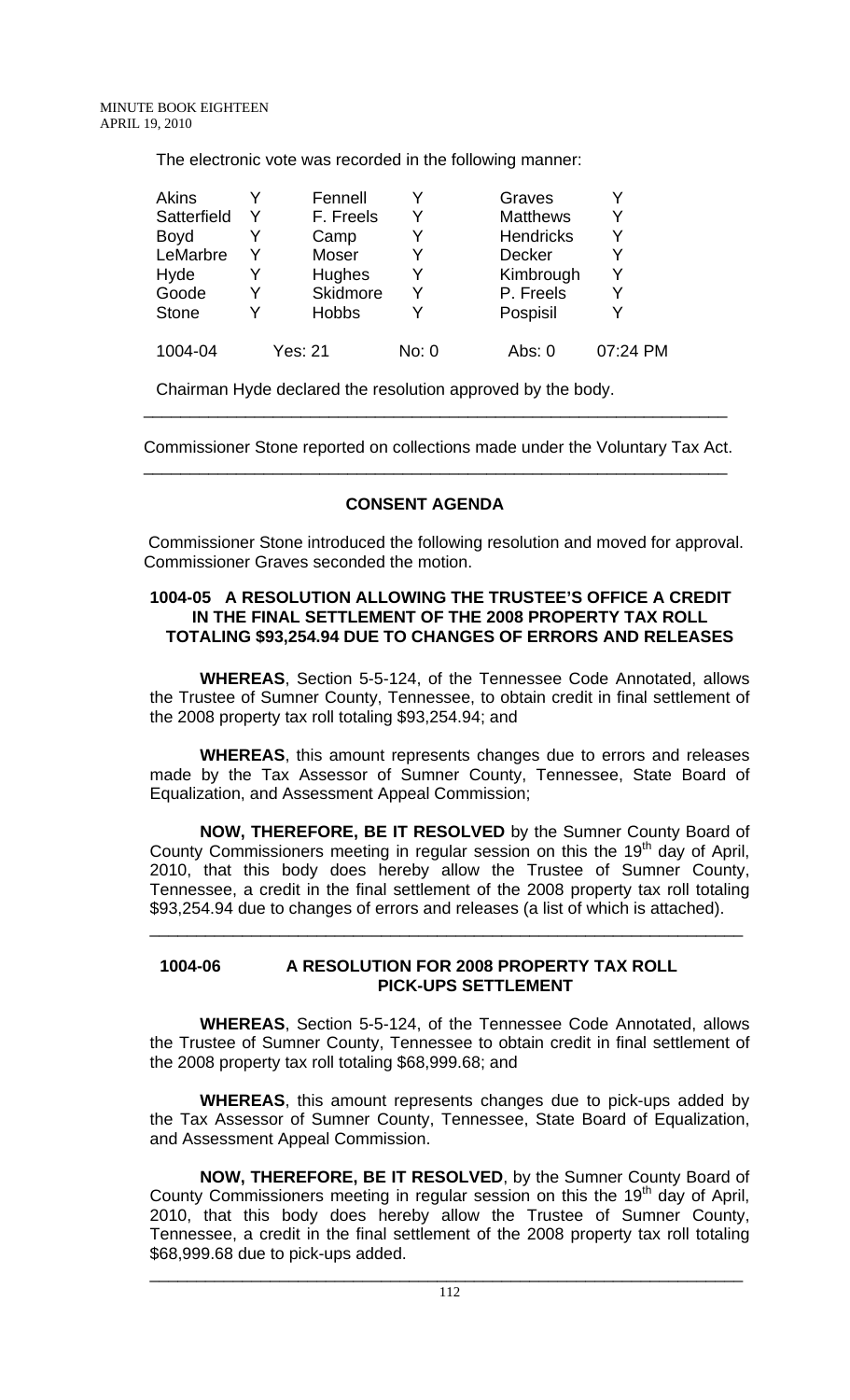The electronic vote was recorded in the following manner:

| | | | | | |
|---|---|---|---|---|---|
| Akins | Y | Fennell | Y | Graves | Y |
| Satterfield | Y | F. Freels | Y | Matthews | Y |
| Boyd | Y | Camp | Y | Hendricks | Y |
| LeMarbre | Y | Moser | Y | Decker | Y |
| Hyde | Y | Hughes | Y | Kimbrough | Y |
| Goode | Y | Skidmore | Y | P. Freels | Y |
| Stone | Y | Hobbs | Y | Pospisil | Y |
| 1004-04 | | Yes: 21 | No: 0 | Abs: 0 | 07:24 PM |

Chairman Hyde declared the resolution approved by the body.

---

Commissioner Stone reported on collections made under the Voluntary Tax Act.

---

## CONSENT AGENDA

Commissioner Stone introduced the following resolution and moved for approval. Commissioner Graves seconded the motion.

### 1004-05 A RESOLUTION ALLOWING THE TRUSTEE'S OFFICE A CREDIT IN THE FINAL SETTLEMENT OF THE 2008 PROPERTY TAX ROLL TOTALING $93,254.94 DUE TO CHANGES OF ERRORS AND RELEASES

**WHEREAS**, Section 5-5-124, of the Tennessee Code Annotated, allows the Trustee of Sumner County, Tennessee, to obtain credit in final settlement of the 2008 property tax roll totaling $93,254.94; and

**WHEREAS**, this amount represents changes due to errors and releases made by the Tax Assessor of Sumner County, Tennessee, State Board of Equalization, and Assessment Appeal Commission;

**NOW, THEREFORE, BE IT RESOLVED** by the Sumner County Board of County Commissioners meeting in regular session on this the 19th day of April, 2010, that this body does hereby allow the Trustee of Sumner County, Tennessee, a credit in the final settlement of the 2008 property tax roll totaling $93,254.94 due to changes of errors and releases (a list of which is attached).

---

### 1004-06 A RESOLUTION FOR 2008 PROPERTY TAX ROLL PICK-UPS SETTLEMENT

**WHEREAS**, Section 5-5-124, of the Tennessee Code Annotated, allows the Trustee of Sumner County, Tennessee to obtain credit in final settlement of the 2008 property tax roll totaling $68,999.68; and

**WHEREAS**, this amount represents changes due to pick-ups added by the Tax Assessor of Sumner County, Tennessee, State Board of Equalization, and Assessment Appeal Commission.

**NOW, THEREFORE, BE IT RESOLVED**, by the Sumner County Board of County Commissioners meeting in regular session on this the 19th day of April, 2010, that this body does hereby allow the Trustee of Sumner County, Tennessee, a credit in the final settlement of the 2008 property tax roll totaling $68,999.68 due to pick-ups added.

---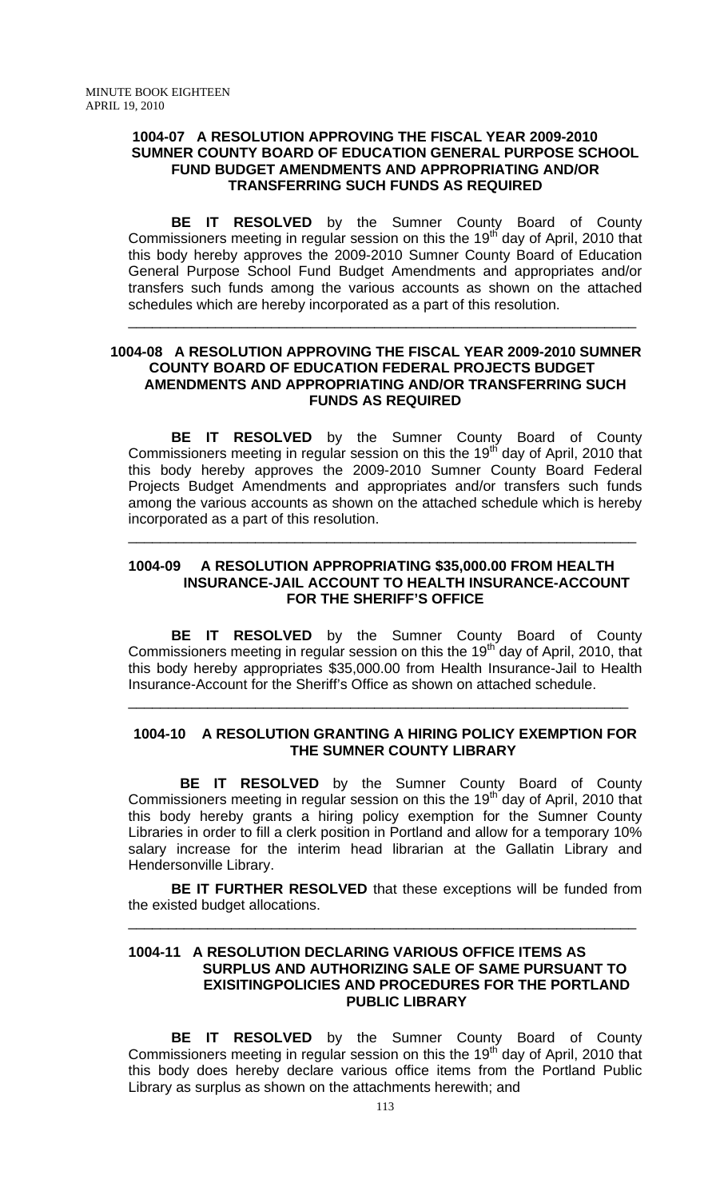### 1004-07 A RESOLUTION APPROVING THE FISCAL YEAR 2009-2010 SUMNER COUNTY BOARD OF EDUCATION GENERAL PURPOSE SCHOOL FUND BUDGET AMENDMENTS AND APPROPRIATING AND/OR TRANSFERRING SUCH FUNDS AS REQUIRED

**BE IT RESOLVED** by the Sumner County Board of County Commissioners meeting in regular session on this the 19th day of April, 2010 that this body hereby approves the 2009-2010 Sumner County Board of Education General Purpose School Fund Budget Amendments and appropriates and/or transfers such funds among the various accounts as shown on the attached schedules which are hereby incorporated as a part of this resolution.

---

### 1004-08 A RESOLUTION APPROVING THE FISCAL YEAR 2009-2010 SUMNER COUNTY BOARD OF EDUCATION FEDERAL PROJECTS BUDGET AMENDMENTS AND APPROPRIATING AND/OR TRANSFERRING SUCH FUNDS AS REQUIRED

**BE IT RESOLVED** by the Sumner County Board of County Commissioners meeting in regular session on this the 19th day of April, 2010 that this body hereby approves the 2009-2010 Sumner County Board Federal Projects Budget Amendments and appropriates and/or transfers such funds among the various accounts as shown on the attached schedule which is hereby incorporated as a part of this resolution.

---

### 1004-09 A RESOLUTION APPROPRIATING $35,000.00 FROM HEALTH INSURANCE-JAIL ACCOUNT TO HEALTH INSURANCE-ACCOUNT FOR THE SHERIFF'S OFFICE

**BE IT RESOLVED** by the Sumner County Board of County Commissioners meeting in regular session on this the 19th day of April, 2010, that this body hereby appropriates $35,000.00 from Health Insurance-Jail to Health Insurance-Account for the Sheriff's Office as shown on attached schedule.

---

### 1004-10 A RESOLUTION GRANTING A HIRING POLICY EXEMPTION FOR THE SUMNER COUNTY LIBRARY

**BE IT RESOLVED** by the Sumner County Board of County Commissioners meeting in regular session on this the 19th day of April, 2010 that this body hereby grants a hiring policy exemption for the Sumner County Libraries in order to fill a clerk position in Portland and allow for a temporary 10% salary increase for the interim head librarian at the Gallatin Library and Hendersonville Library.

**BE IT FURTHER RESOLVED** that these exceptions will be funded from the existed budget allocations.

---

### 1004-11 A RESOLUTION DECLARING VARIOUS OFFICE ITEMS AS SURPLUS AND AUTHORIZING SALE OF SAME PURSUANT TO EXISITINGPOLICIES AND PROCEDURES FOR THE PORTLAND PUBLIC LIBRARY

**BE IT RESOLVED** by the Sumner County Board of County Commissioners meeting in regular session on this the 19th day of April, 2010 that this body does hereby declare various office items from the Portland Public Library as surplus as shown on the attachments herewith; and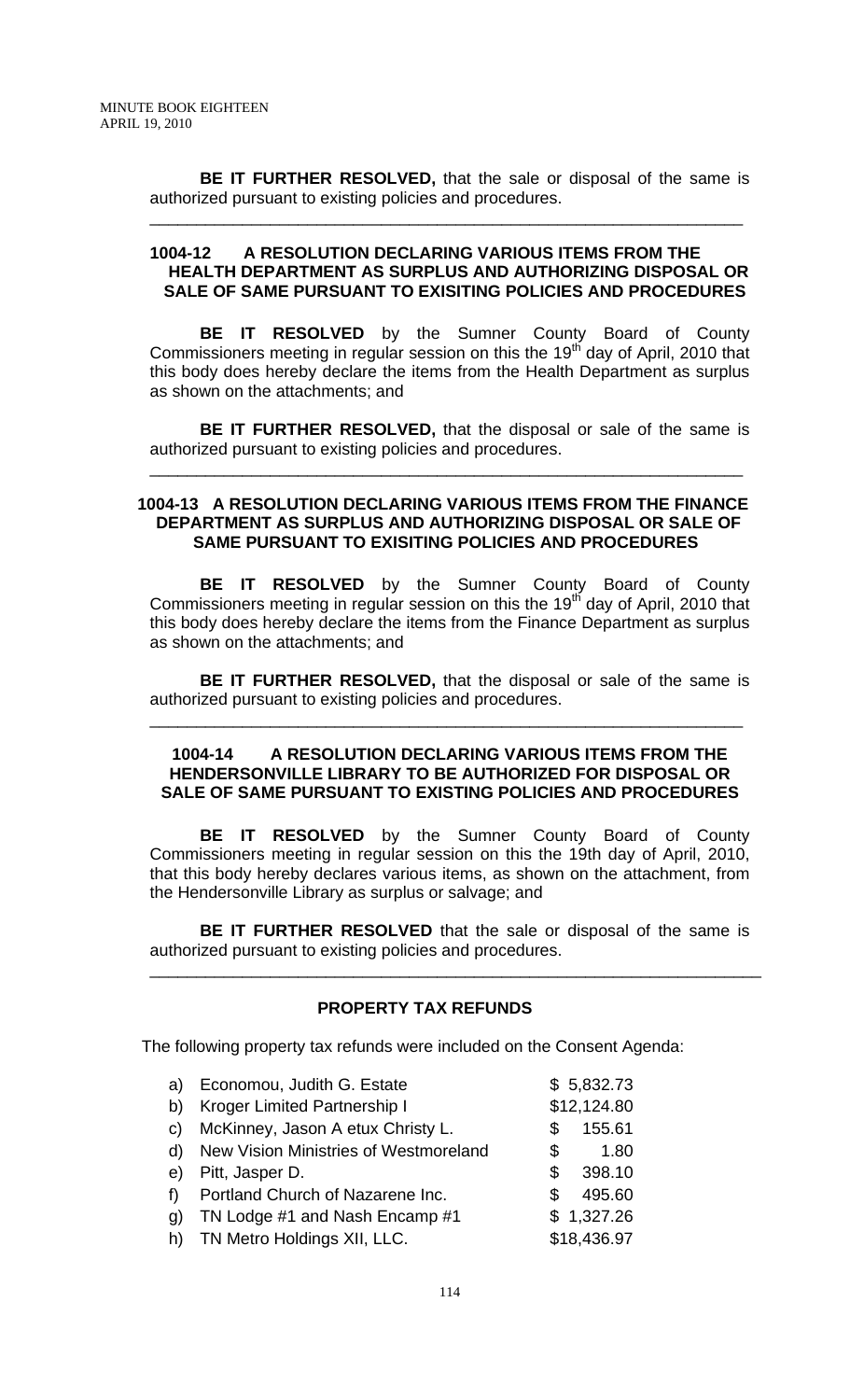**BE IT FURTHER RESOLVED,** that the sale or disposal of the same is authorized pursuant to existing policies and procedures.

---

### 1004-12 A RESOLUTION DECLARING VARIOUS ITEMS FROM THE HEALTH DEPARTMENT AS SURPLUS AND AUTHORIZING DISPOSAL OR SALE OF SAME PURSUANT TO EXISITING POLICIES AND PROCEDURES

**BE IT RESOLVED** by the Sumner County Board of County Commissioners meeting in regular session on this the 19th day of April, 2010 that this body does hereby declare the items from the Health Department as surplus as shown on the attachments; and

**BE IT FURTHER RESOLVED,** that the disposal or sale of the same is authorized pursuant to existing policies and procedures.

---

### 1004-13 A RESOLUTION DECLARING VARIOUS ITEMS FROM THE FINANCE DEPARTMENT AS SURPLUS AND AUTHORIZING DISPOSAL OR SALE OF SAME PURSUANT TO EXISITING POLICIES AND PROCEDURES

**BE IT RESOLVED** by the Sumner County Board of County Commissioners meeting in regular session on this the 19th day of April, 2010 that this body does hereby declare the items from the Finance Department as surplus as shown on the attachments; and

**BE IT FURTHER RESOLVED,** that the disposal or sale of the same is authorized pursuant to existing policies and procedures.

---

### 1004-14 A RESOLUTION DECLARING VARIOUS ITEMS FROM THE HENDERSONVILLE LIBRARY TO BE AUTHORIZED FOR DISPOSAL OR SALE OF SAME PURSUANT TO EXISTING POLICIES AND PROCEDURES

**BE IT RESOLVED** by the Sumner County Board of County Commissioners meeting in regular session on this the 19th day of April, 2010, that this body hereby declares various items, as shown on the attachment, from the Hendersonville Library as surplus or salvage; and

**BE IT FURTHER RESOLVED** that the sale or disposal of the same is authorized pursuant to existing policies and procedures.

---

### PROPERTY TAX REFUNDS

The following property tax refunds were included on the Consent Agenda:

| | | |
|---|---|---|
| a) | Economou, Judith G. Estate | $ 5,832.73 |
| b) | Kroger Limited Partnership I | $12,124.80 |
| c) | McKinney, Jason A etux Christy L. | $ 155.61 |
| d) | New Vision Ministries of Westmoreland | $ 1.80 |
| e) | Pitt, Jasper D. | $ 398.10 |
| f) | Portland Church of Nazarene Inc. | $ 495.60 |
| g) | TN Lodge #1 and Nash Encamp #1 | $ 1,327.26 |
| h) | TN Metro Holdings XII, LLC. | $18,436.97 |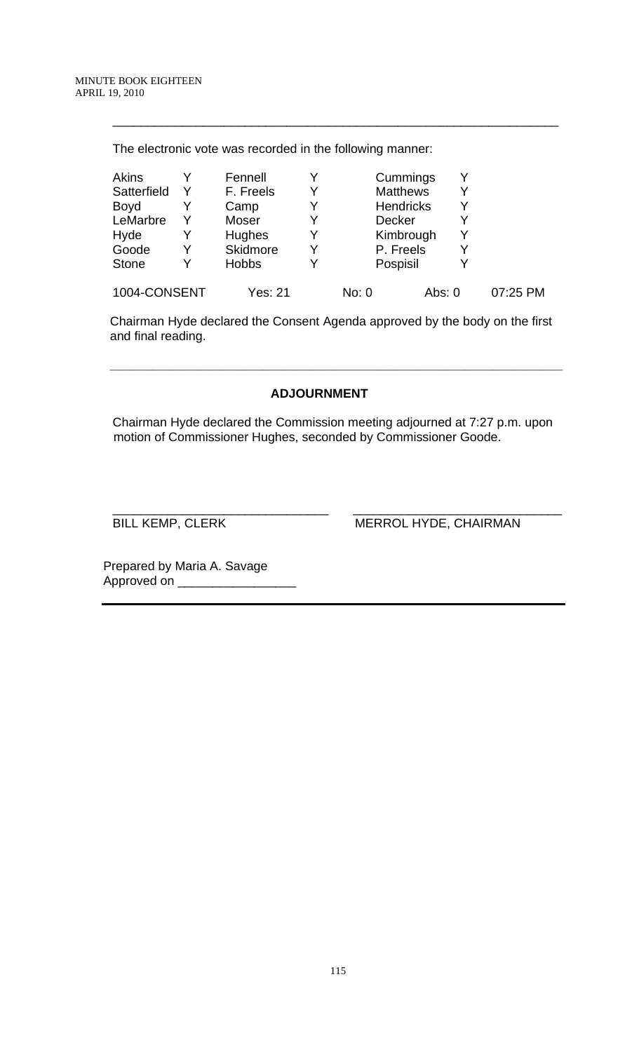The electronic vote was recorded in the following manner:

| | | | | | |
|---|---|---|---|---|---|
| Akins | Y | Fennell | Y | Cummings | Y |
| Satterfield | Y | F. Freels | Y | Matthews | Y |
| Boyd | Y | Camp | Y | Hendricks | Y |
| LeMarbre | Y | Moser | Y | Decker | Y |
| Hyde | Y | Hughes | Y | Kimbrough | Y |
| Goode | Y | Skidmore | Y | P. Freels | Y |
| Stone | Y | Hobbs | Y | Pospisil | Y |

1004-CONSENT Yes: 21 No: 0 Abs: 0 07:25 PM

Chairman Hyde declared the Consent Agenda approved by the body on the first and final reading.

---

**ADJOURNMENT**

Chairman Hyde declared the Commission meeting adjourned at 7:27 p.m. upon motion of Commissioner Hughes, seconded by Commissioner Goode.

_______________________________ _______________________________

BILL KEMP, CLERK MERROL HYDE, CHAIRMAN

Prepared by Maria A. Savage
Approved on _________________